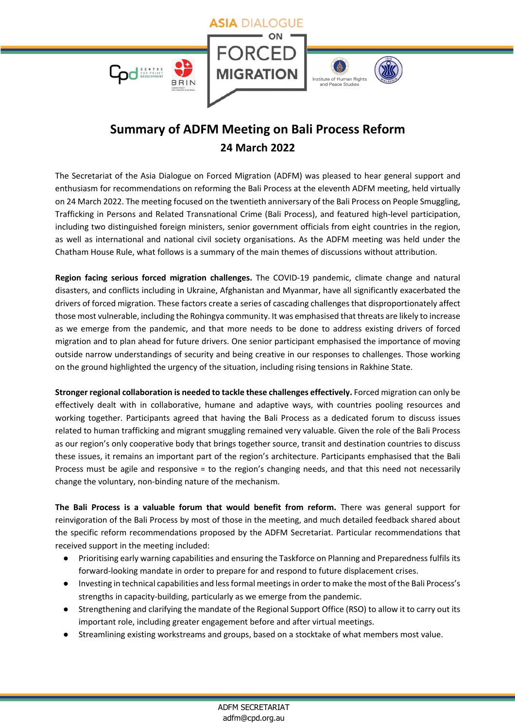ASIA DIALOGUE ON FORCED MIGRATION

# Summary of ADFM Meeting on Bali Process Reform

## 24 March 2022

The Secretariat of the Asia Dialogue on Forced Migration (ADFM) was pleased to hear general support and enthusiasm for recommendations on reforming the Bali Process at the eleventh ADFM meeting, held virtually on 24 March 2022. The meeting focused on the twentieth anniversary of the Bali Process on People Smuggling, Trafficking in Persons and Related Transnational Crime (Bali Process), and featured high-level participation, including two distinguished foreign ministers, senior government officials from eight countries in the region, as well as international and national civil society organisations. As the ADFM meeting was held under the Chatham House Rule, what follows is a summary of the main themes of discussions without attribution.

**Region facing serious forced migration challenges.** The COVID-19 pandemic, climate change and natural disasters, and conflicts including in Ukraine, Afghanistan and Myanmar, have all significantly exacerbated the drivers of forced migration. These factors create a series of cascading challenges that disproportionately affect those most vulnerable, including the Rohingya community. It was emphasised that threats are likely to increase as we emerge from the pandemic, and that more needs to be done to address existing drivers of forced migration and to plan ahead for future drivers. One senior participant emphasised the importance of moving outside narrow understandings of security and being creative in our responses to challenges. Those working on the ground highlighted the urgency of the situation, including rising tensions in Rakhine State.

**Stronger regional collaboration is needed to tackle these challenges effectively.** Forced migration can only be effectively dealt with in collaborative, humane and adaptive ways, with countries pooling resources and working together. Participants agreed that having the Bali Process as a dedicated forum to discuss issues related to human trafficking and migrant smuggling remained very valuable. Given the role of the Bali Process as our region's only cooperative body that brings together source, transit and destination countries to discuss these issues, it remains an important part of the region's architecture. Participants emphasised that the Bali Process must be agile and responsive = to the region's changing needs, and that this need not necessarily change the voluntary, non-binding nature of the mechanism.

**The Bali Process is a valuable forum that would benefit from reform.** There was general support for reinvigoration of the Bali Process by most of those in the meeting, and much detailed feedback shared about the specific reform recommendations proposed by the ADFM Secretariat. Particular recommendations that received support in the meeting included:

- Prioritising early warning capabilities and ensuring the Taskforce on Planning and Preparedness fulfils its forward-looking mandate in order to prepare for and respond to future displacement crises.
- Investing in technical capabilities and less formal meetings in order to make the most of the Bali Process's strengths in capacity-building, particularly as we emerge from the pandemic.
- Strengthening and clarifying the mandate of the Regional Support Office (RSO) to allow it to carry out its important role, including greater engagement before and after virtual meetings.
- Streamlining existing workstreams and groups, based on a stocktake of what members most value.

ADFM SECRETARIAT
adfm@cpd.org.au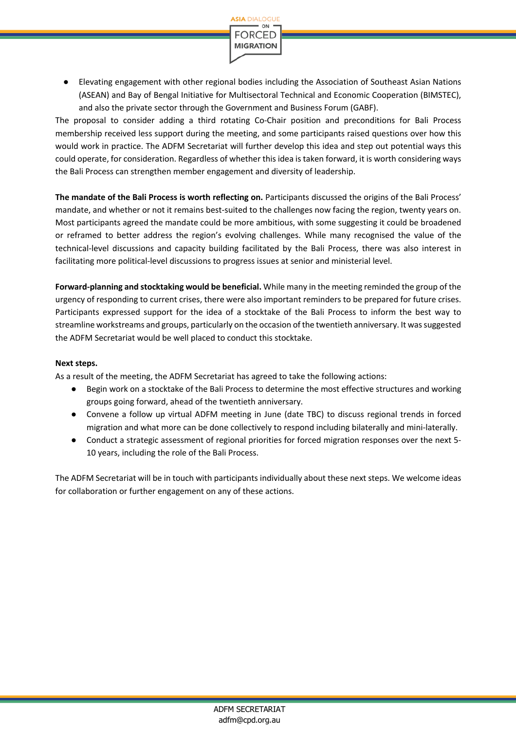- Elevating engagement with other regional bodies including the Association of Southeast Asian Nations (ASEAN) and Bay of Bengal Initiative for Multisectoral Technical and Economic Cooperation (BIMSTEC), and also the private sector through the Government and Business Forum (GABF).

The proposal to consider adding a third rotating Co-Chair position and preconditions for Bali Process membership received less support during the meeting, and some participants raised questions over how this would work in practice. The ADFM Secretariat will further develop this idea and step out potential ways this could operate, for consideration. Regardless of whether this idea is taken forward, it is worth considering ways the Bali Process can strengthen member engagement and diversity of leadership.

**The mandate of the Bali Process is worth reflecting on.** Participants discussed the origins of the Bali Process' mandate, and whether or not it remains best-suited to the challenges now facing the region, twenty years on. Most participants agreed the mandate could be more ambitious, with some suggesting it could be broadened or reframed to better address the region's evolving challenges. While many recognised the value of the technical-level discussions and capacity building facilitated by the Bali Process, there was also interest in facilitating more political-level discussions to progress issues at senior and ministerial level.

**Forward-planning and stocktaking would be beneficial.** While many in the meeting reminded the group of the urgency of responding to current crises, there were also important reminders to be prepared for future crises. Participants expressed support for the idea of a stocktake of the Bali Process to inform the best way to streamline workstreams and groups, particularly on the occasion of the twentieth anniversary. It was suggested the ADFM Secretariat would be well placed to conduct this stocktake.

**Next steps.**

As a result of the meeting, the ADFM Secretariat has agreed to take the following actions:

- Begin work on a stocktake of the Bali Process to determine the most effective structures and working groups going forward, ahead of the twentieth anniversary.
- Convene a follow up virtual ADFM meeting in June (date TBC) to discuss regional trends in forced migration and what more can be done collectively to respond including bilaterally and mini-laterally.
- Conduct a strategic assessment of regional priorities for forced migration responses over the next 5-10 years, including the role of the Bali Process.

The ADFM Secretariat will be in touch with participants individually about these next steps. We welcome ideas for collaboration or further engagement on any of these actions.